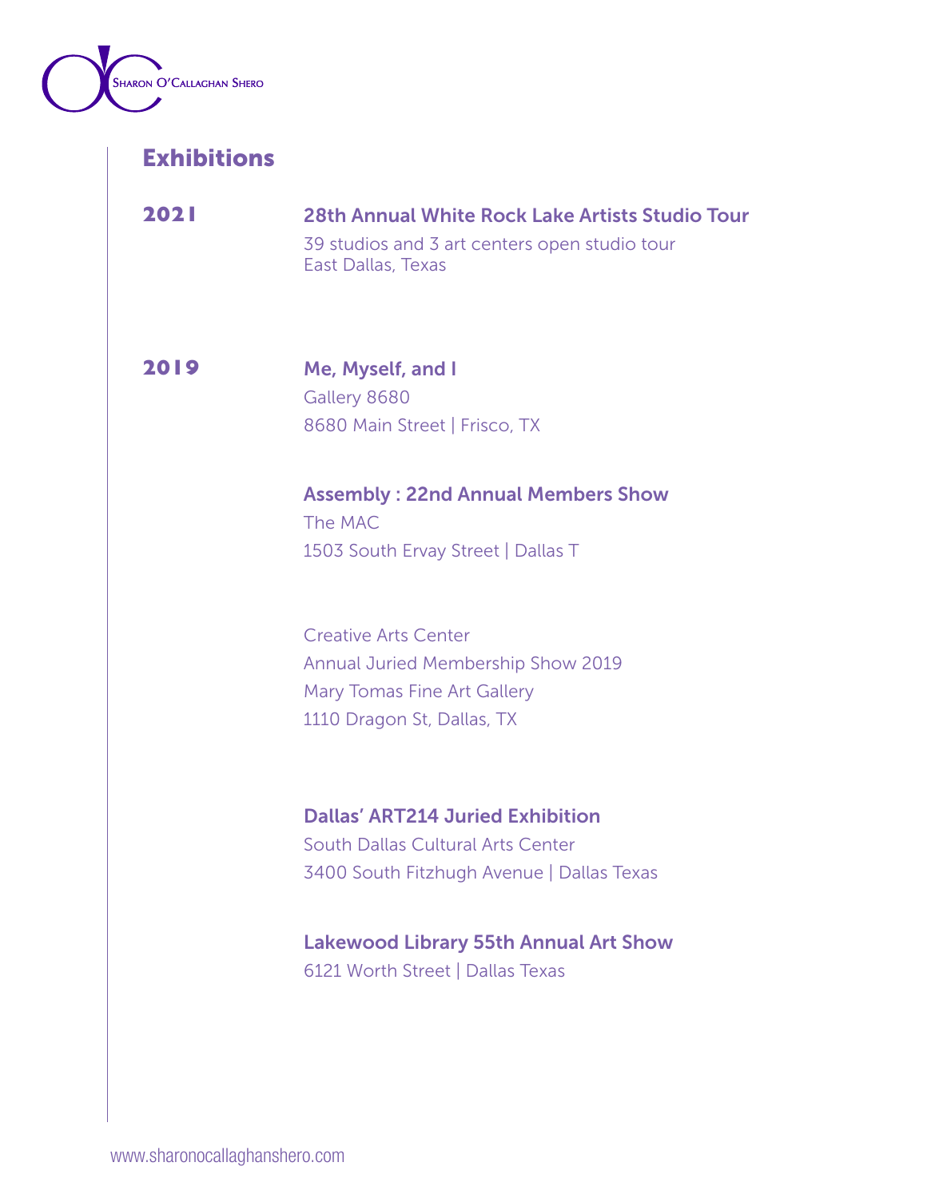Sharon O'Callaghan Shero

# Exhibitions

## 2021

**28th Annual White Rock Lake Artists Studio Tour**
39 studios and 3 art centers open studio tour
East Dallas, Texas

## 2019

**Me, Myself, and I**
Gallery 8680
8680 Main Street | Frisco, TX

**Assembly : 22nd Annual Members Show**
The MAC
1503 South Ervay Street | Dallas T

Creative Arts Center
Annual Juried Membership Show 2019
Mary Tomas Fine Art Gallery
1110 Dragon St, Dallas, TX

**Dallas' ART214 Juried Exhibition**
South Dallas Cultural Arts Center
3400 South Fitzhugh Avenue | Dallas Texas

**Lakewood Library 55th Annual Art Show**
6121 Worth Street | Dallas Texas

www.sharonocallaghanshero.com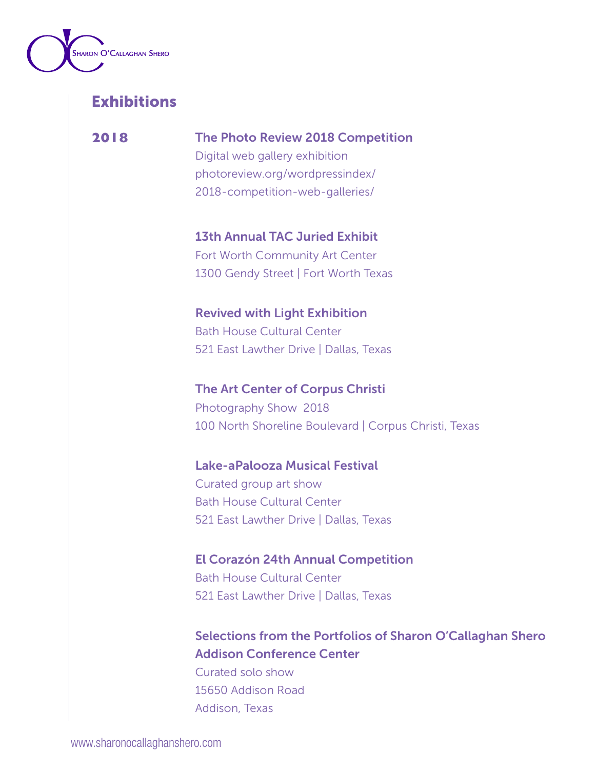## Exhibitions

### 2018

**The Photo Review 2018 Competition**
Digital web gallery exhibition
photoreview.org/wordpressindex/
2018-competition-web-galleries/

**13th Annual TAC Juried Exhibit**
Fort Worth Community Art Center
1300 Gendy Street | Fort Worth Texas

**Revived with Light Exhibition**
Bath House Cultural Center
521 East Lawther Drive | Dallas, Texas

**The Art Center of Corpus Christi**
Photography Show 2018
100 North Shoreline Boulevard | Corpus Christi, Texas

**Lake-aPalooza Musical Festival**
Curated group art show
Bath House Cultural Center
521 East Lawther Drive | Dallas, Texas

**El Corazón 24th Annual Competition**
Bath House Cultural Center
521 East Lawther Drive | Dallas, Texas

**Selections from the Portfolios of Sharon O'Callaghan Shero**
**Addison Conference Center**
Curated solo show
15650 Addison Road
Addison, Texas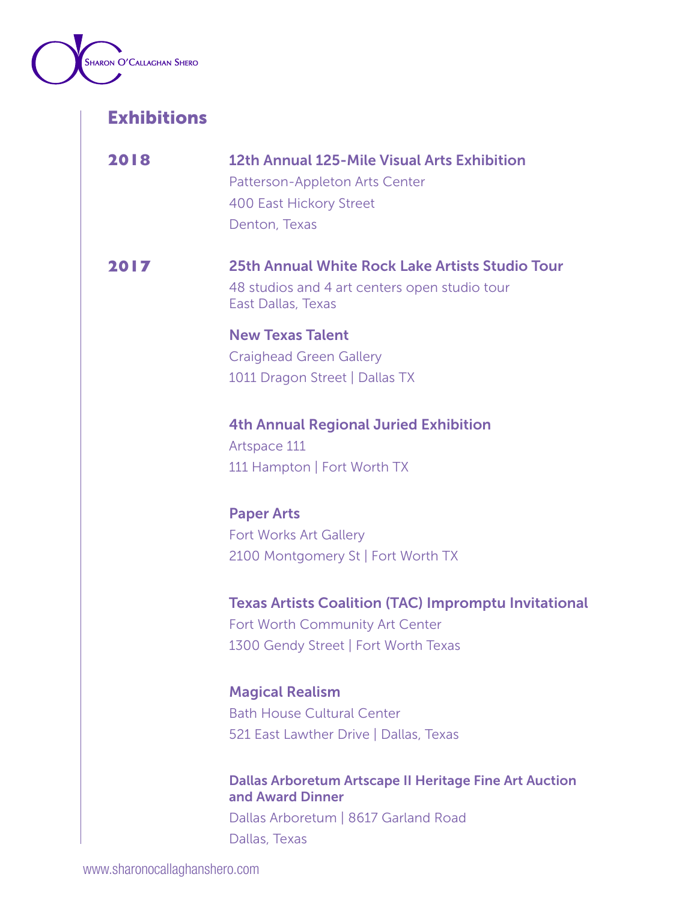## Exhibitions

**2018**

**12th Annual 125-Mile Visual Arts Exhibition**
Patterson-Appleton Arts Center
400 East Hickory Street
Denton, Texas

**2017**

**25th Annual White Rock Lake Artists Studio Tour**
48 studios and 4 art centers open studio tour
East Dallas, Texas

**New Texas Talent**
Craighead Green Gallery
1011 Dragon Street | Dallas TX

**4th Annual Regional Juried Exhibition**
Artspace 111
111 Hampton | Fort Worth TX

**Paper Arts**
Fort Works Art Gallery
2100 Montgomery St | Fort Worth TX

**Texas Artists Coalition (TAC) Impromptu Invitational**
Fort Worth Community Art Center
1300 Gendy Street | Fort Worth Texas

**Magical Realism**
Bath House Cultural Center
521 East Lawther Drive | Dallas, Texas

**Dallas Arboretum Artscape II Heritage Fine Art Auction and Award Dinner**
Dallas Arboretum | 8617 Garland Road
Dallas, Texas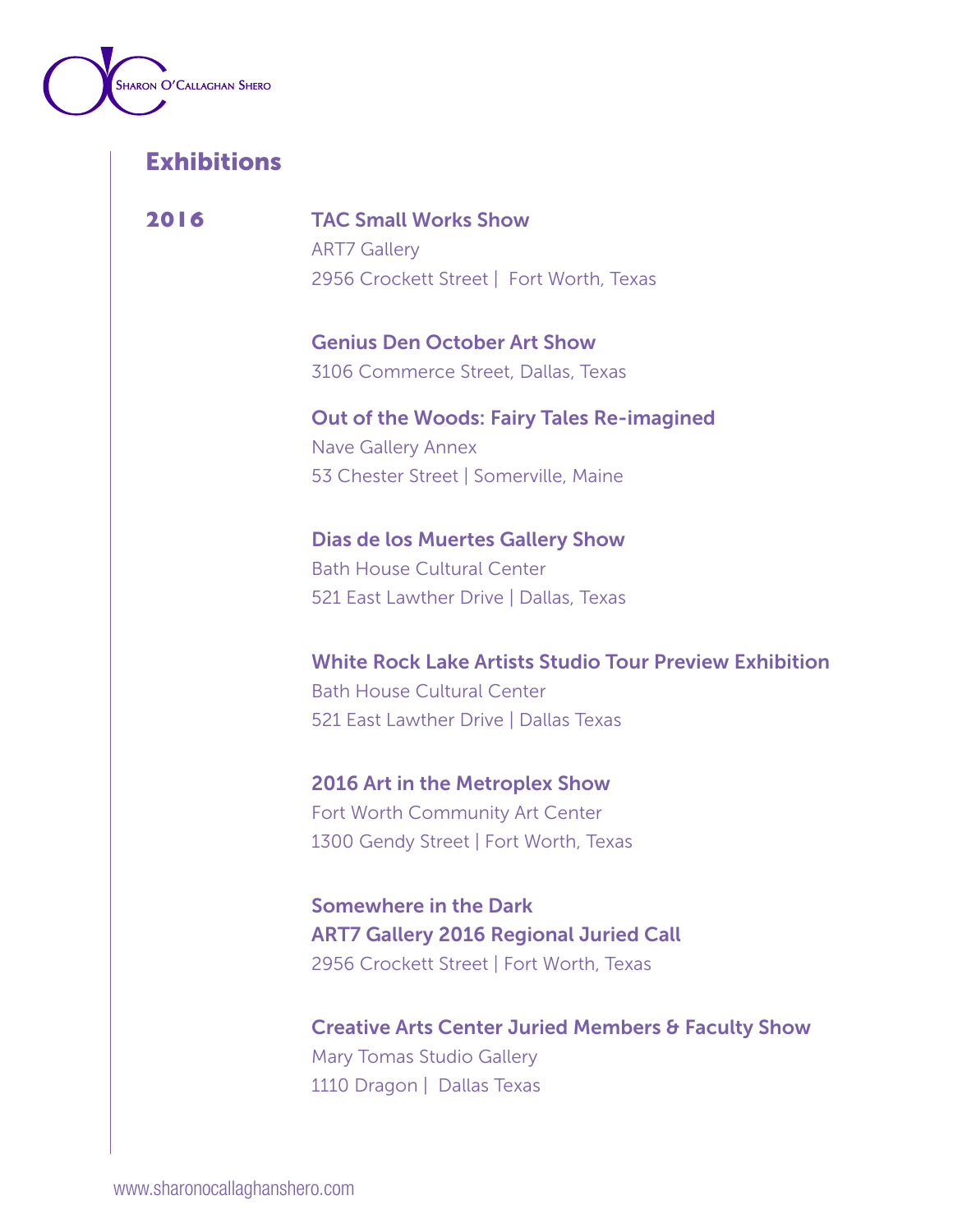# Exhibitions

## 2016

**TAC Small Works Show**
ART7 Gallery
2956 Crockett Street | Fort Worth, Texas

**Genius Den October Art Show**
3106 Commerce Street, Dallas, Texas

**Out of the Woods: Fairy Tales Re-imagined**
Nave Gallery Annex
53 Chester Street | Somerville, Maine

**Dias de los Muertes Gallery Show**
Bath House Cultural Center
521 East Lawther Drive | Dallas, Texas

**White Rock Lake Artists Studio Tour Preview Exhibition**
Bath House Cultural Center
521 East Lawther Drive | Dallas Texas

**2016 Art in the Metroplex Show**
Fort Worth Community Art Center
1300 Gendy Street | Fort Worth, Texas

**Somewhere in the Dark**
**ART7 Gallery 2016 Regional Juried Call**
2956 Crockett Street | Fort Worth, Texas

**Creative Arts Center Juried Members & Faculty Show**
Mary Tomas Studio Gallery
1110 Dragon | Dallas Texas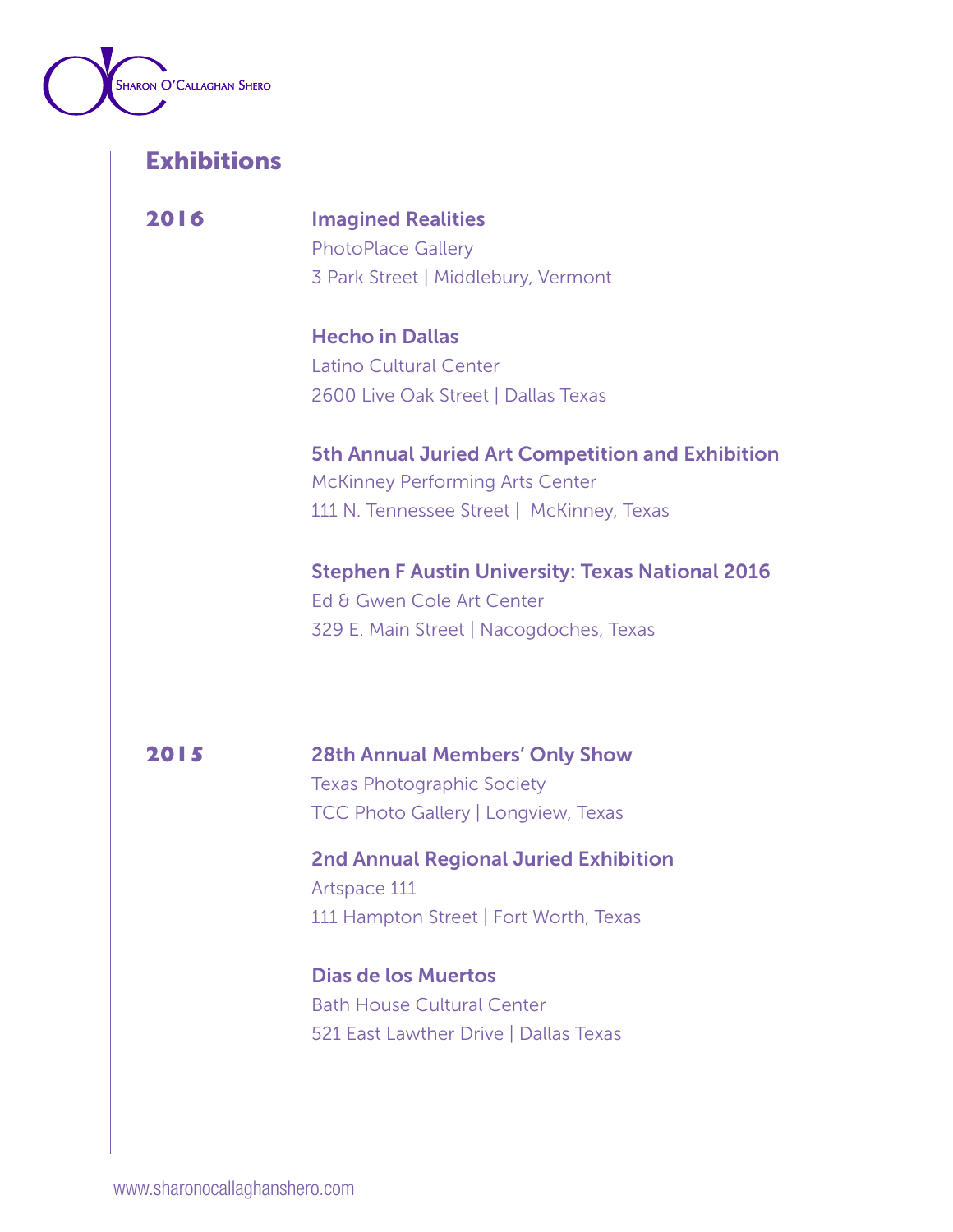## Exhibitions

### 2016

**Imagined Realities**
PhotoPlace Gallery
3 Park Street | Middlebury, Vermont

**Hecho in Dallas**
Latino Cultural Center
2600 Live Oak Street | Dallas Texas

**5th Annual Juried Art Competition and Exhibition**
McKinney Performing Arts Center
111 N. Tennessee Street | McKinney, Texas

**Stephen F Austin University: Texas National 2016**
Ed & Gwen Cole Art Center
329 E. Main Street | Nacogdoches, Texas

### 2015

**28th Annual Members' Only Show**
Texas Photographic Society
TCC Photo Gallery | Longview, Texas

**2nd Annual Regional Juried Exhibition**
Artspace 111
111 Hampton Street | Fort Worth, Texas

**Dias de los Muertos**
Bath House Cultural Center
521 East Lawther Drive | Dallas Texas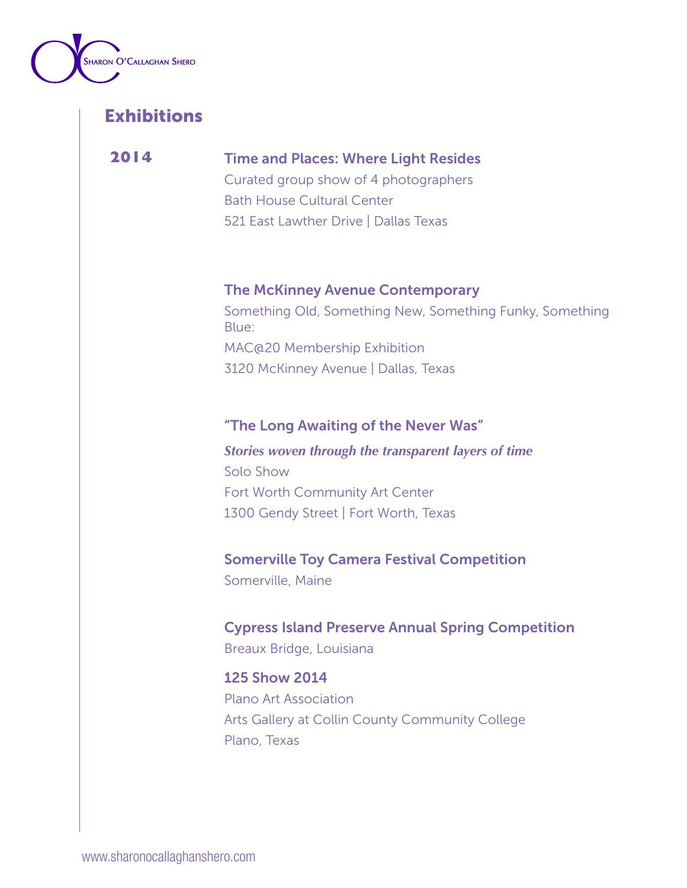## Exhibitions

### 2014

**Time and Places: Where Light Resides**
Curated group show of 4 photographers
Bath House Cultural Center
521 East Lawther Drive | Dallas Texas

**The McKinney Avenue Contemporary**
Something Old, Something New, Something Funky, Something Blue:
MAC@20 Membership Exhibition
3120 McKinney Avenue | Dallas, Texas

**"The Long Awaiting of the Never Was"**
***Stories woven through the transparent layers of time***
Solo Show
Fort Worth Community Art Center
1300 Gendy Street | Fort Worth, Texas

**Somerville Toy Camera Festival Competition**
Somerville, Maine

**Cypress Island Preserve Annual Spring Competition**
Breaux Bridge, Louisiana

**125 Show 2014**
Plano Art Association
Arts Gallery at Collin County Community College
Plano, Texas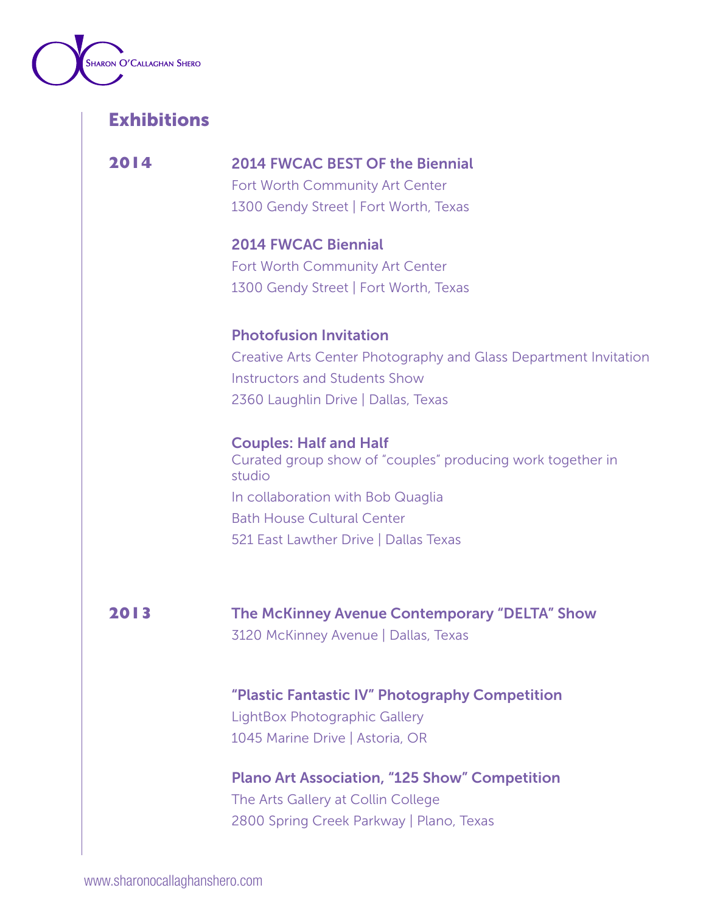# Exhibitions

## 2014

**2014 FWCAC BEST OF the Biennial**
Fort Worth Community Art Center
1300 Gendy Street | Fort Worth, Texas

**2014 FWCAC Biennial**
Fort Worth Community Art Center
1300 Gendy Street | Fort Worth, Texas

**Photofusion Invitation**
Creative Arts Center Photography and Glass Department Invitation
Instructors and Students Show
2360 Laughlin Drive | Dallas, Texas

**Couples: Half and Half**
Curated group show of "couples" producing work together in studio
In collaboration with Bob Quaglia
Bath House Cultural Center
521 East Lawther Drive | Dallas Texas

## 2013

**The McKinney Avenue Contemporary "DELTA" Show**
3120 McKinney Avenue | Dallas, Texas

**"Plastic Fantastic IV" Photography Competition**
LightBox Photographic Gallery
1045 Marine Drive | Astoria, OR

**Plano Art Association, "125 Show" Competition**
The Arts Gallery at Collin College
2800 Spring Creek Parkway | Plano, Texas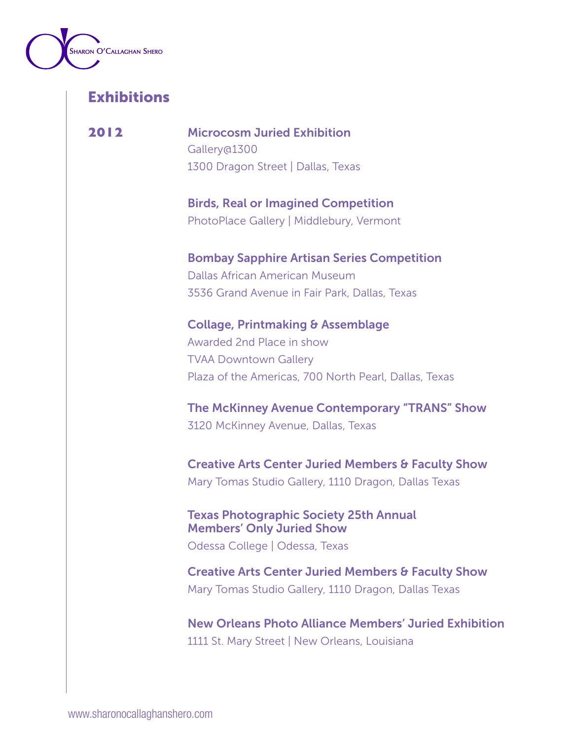## Exhibitions

### 2012

**Microcosm Juried Exhibition**
Gallery@1300
1300 Dragon Street | Dallas, Texas

**Birds, Real or Imagined Competition**
PhotoPlace Gallery | Middlebury, Vermont

**Bombay Sapphire Artisan Series Competition**
Dallas African American Museum
3536 Grand Avenue in Fair Park, Dallas, Texas

**Collage, Printmaking & Assemblage**
Awarded 2nd Place in show
TVAA Downtown Gallery
Plaza of the Americas, 700 North Pearl, Dallas, Texas

**The McKinney Avenue Contemporary "TRANS" Show**
3120 McKinney Avenue, Dallas, Texas

**Creative Arts Center Juried Members & Faculty Show**
Mary Tomas Studio Gallery, 1110 Dragon, Dallas Texas

**Texas Photographic Society 25th Annual Members' Only Juried Show**
Odessa College | Odessa, Texas

**Creative Arts Center Juried Members & Faculty Show**
Mary Tomas Studio Gallery, 1110 Dragon, Dallas Texas

**New Orleans Photo Alliance Members' Juried Exhibition**
1111 St. Mary Street | New Orleans, Louisiana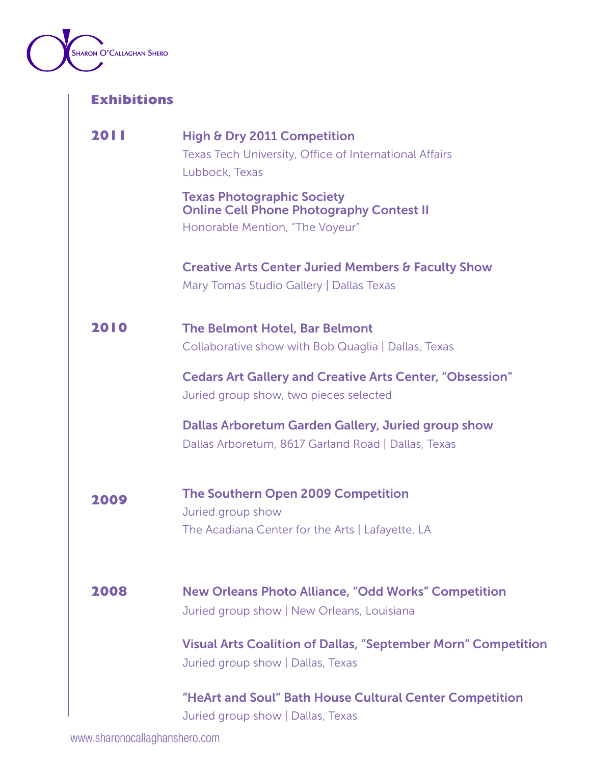## Exhibitions

### 2011

**High & Dry 2011 Competition**
Texas Tech University, Office of International Affairs
Lubbock, Texas

**Texas Photographic Society**
**Online Cell Phone Photography Contest II**
Honorable Mention, "The Voyeur"

**Creative Arts Center Juried Members & Faculty Show**
Mary Tomas Studio Gallery | Dallas Texas

### 2010

**The Belmont Hotel, Bar Belmont**
Collaborative show with Bob Quaglia | Dallas, Texas

**Cedars Art Gallery and Creative Arts Center, "Obsession"**
Juried group show, two pieces selected

**Dallas Arboretum Garden Gallery, Juried group show**
Dallas Arboretum, 8617 Garland Road | Dallas, Texas

### 2009

**The Southern Open 2009 Competition**
Juried group show
The Acadiana Center for the Arts | Lafayette, LA

### 2008

**New Orleans Photo Alliance, "Odd Works" Competition**
Juried group show | New Orleans, Louisiana

**Visual Arts Coalition of Dallas, "September Morn" Competition**
Juried group show | Dallas, Texas

**"HeArt and Soul" Bath House Cultural Center Competition**
Juried group show | Dallas, Texas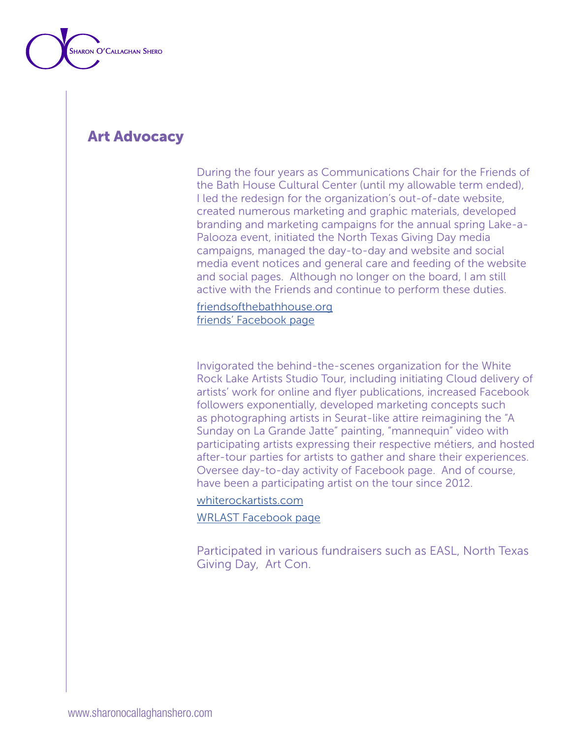## Art Advocacy

During the four years as Communications Chair for the Friends of the Bath House Cultural Center (until my allowable term ended), I led the redesign for the organization's out-of-date website, created numerous marketing and graphic materials, developed branding and marketing campaigns for the annual spring Lake-a-Palooza event, initiated the North Texas Giving Day media campaigns, managed the day-to-day and website and social media event notices and general care and feeding of the website and social pages. Although no longer on the board, I am still active with the Friends and continue to perform these duties.

friendsofthebathhouse.org
friends' Facebook page

Invigorated the behind-the-scenes organization for the White Rock Lake Artists Studio Tour, including initiating Cloud delivery of artists' work for online and flyer publications, increased Facebook followers exponentially, developed marketing concepts such as photographing artists in Seurat-like attire reimagining the "A Sunday on La Grande Jatte" painting, "mannequin" video with participating artists expressing their respective métiers, and hosted after-tour parties for artists to gather and share their experiences. Oversee day-to-day activity of Facebook page. And of course, have been a participating artist on the tour since 2012.

whiterockartists.com

WRLAST Facebook page

Participated in various fundraisers such as EASL, North Texas Giving Day, Art Con.